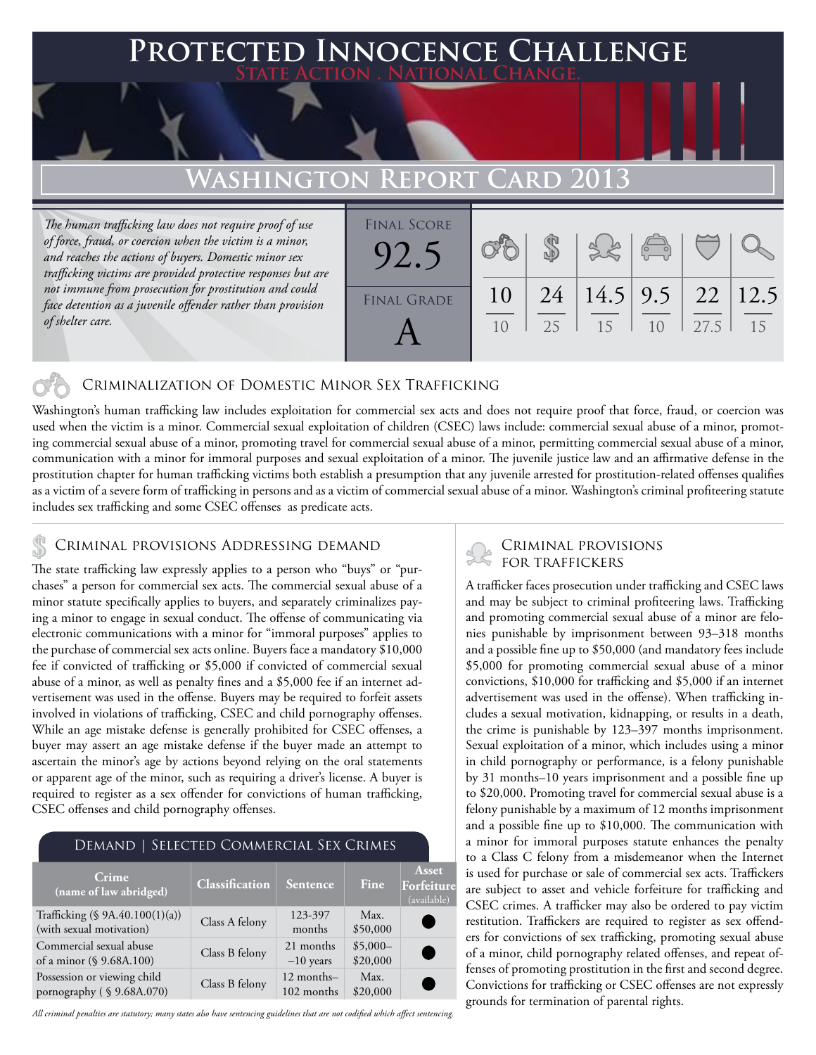# Protected Innocence Challenge

State Action . National Change.

## Washington Report Card 2013

*The human trafficking law does not require proof of use of force, fraud, or coercion when the victim is a minor, and reaches the actions of buyers. Domestic minor sex trafficking victims are provided protective responses but are not immune from prosecution for prostitution and could face detention as a juvenile offender rather than provision of shelter care.*

**Final Score:** 92.5

**Final Grade:** A

| Criminalization of DMST | Demand | Traffickers | Facilitators | Protective Provisions | Investigation & Prosecution |
|---|---|---|---|---|---|
| 10/10 | 24/25 | 14.5/15 | 9.5/10 | 22/27.5 | 12.5/15 |

### Criminalization of Domestic Minor Sex Trafficking

Washington's human trafficking law includes exploitation for commercial sex acts and does not require proof that force, fraud, or coercion was used when the victim is a minor. Commercial sexual exploitation of children (CSEC) laws include: commercial sexual abuse of a minor, promoting commercial sexual abuse of a minor, promoting travel for commercial sexual abuse of a minor, permitting commercial sexual abuse of a minor, communication with a minor for immoral purposes and sexual exploitation of a minor. The juvenile justice law and an affirmative defense in the prostitution chapter for human trafficking victims both establish a presumption that any juvenile arrested for prostitution-related offenses qualifies as a victim of a severe form of trafficking in persons and as a victim of commercial sexual abuse of a minor. Washington's criminal profiteering statute includes sex trafficking and some CSEC offenses as predicate acts.

### Criminal provisions Addressing demand

The state trafficking law expressly applies to a person who "buys" or "purchases" a person for commercial sex acts. The commercial sexual abuse of a minor statute specifically applies to buyers, and separately criminalizes paying a minor to engage in sexual conduct. The offense of communicating via electronic communications with a minor for "immoral purposes" applies to the purchase of commercial sex acts online. Buyers face a mandatory $10,000 fee if convicted of trafficking or $5,000 if convicted of commercial sexual abuse of a minor, as well as penalty fines and a $5,000 fee if an internet advertisement was used in the offense. Buyers may be required to forfeit assets involved in violations of trafficking, CSEC and child pornography offenses. While an age mistake defense is generally prohibited for CSEC offenses, a buyer may assert an age mistake defense if the buyer made an attempt to ascertain the minor's age by actions beyond relying on the oral statements or apparent age of the minor, such as requiring a driver's license. A buyer is required to register as a sex offender for convictions of human trafficking, CSEC offenses and child pornography offenses.

#### Demand | Selected Commercial Sex Crimes

| Crime (name of law abridged) | Classification | Sentence | Fine | Asset Forfeiture (available) |
|---|---|---|---|---|
| Trafficking (§ 9A.40.100(1)(a)) (with sexual motivation) | Class A felony | 123-397 months | Max. $50,000 | ● |
| Commercial sexual abuse of a minor (§ 9.68A.100) | Class B felony | 21 months –10 years | $5,000–$20,000 | ● |
| Possession or viewing child pornography ( § 9.68A.070) | Class B felony | 12 months–102 months | Max. $20,000 | ● |

*All criminal penalties are statutory; many states also have sentencing guidelines that are not codified which affect sentencing.*

### Criminal provisions for traffickers

A trafficker faces prosecution under trafficking and CSEC laws and may be subject to criminal profiteering laws. Trafficking and promoting commercial sexual abuse of a minor are felonies punishable by imprisonment between 93–318 months and a possible fine up to $50,000 (and mandatory fees include $5,000 for promoting commercial sexual abuse of a minor convictions, $10,000 for trafficking and $5,000 if an internet advertisement was used in the offense). When trafficking includes a sexual motivation, kidnapping, or results in a death, the crime is punishable by 123–397 months imprisonment. Sexual exploitation of a minor, which includes using a minor in child pornography or performance, is a felony punishable by 31 months–10 years imprisonment and a possible fine up to $20,000. Promoting travel for commercial sexual abuse is a felony punishable by a maximum of 12 months imprisonment and a possible fine up to $10,000. The communication with a minor for immoral purposes statute enhances the penalty to a Class C felony from a misdemeanor when the Internet is used for purchase or sale of commercial sex acts. Traffickers are subject to asset and vehicle forfeiture for trafficking and CSEC crimes. A trafficker may also be ordered to pay victim restitution. Traffickers are required to register as sex offenders for convictions of sex trafficking, promoting sexual abuse of a minor, child pornography related offenses, and repeat offenses of promoting prostitution in the first and second degree. Convictions for trafficking or CSEC offenses are not expressly grounds for termination of parental rights.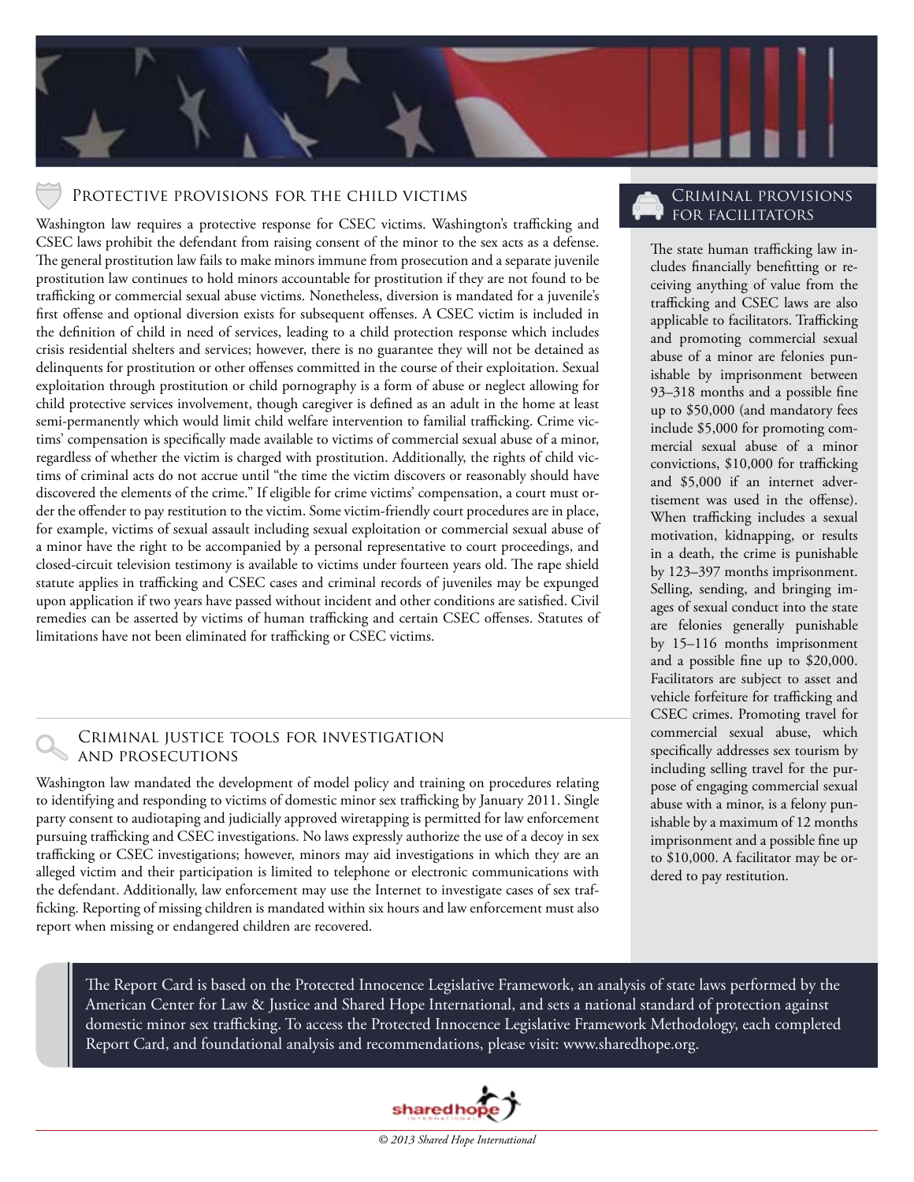## Protective provisions for the child victims

Washington law requires a protective response for CSEC victims. Washington's trafficking and CSEC laws prohibit the defendant from raising consent of the minor to the sex acts as a defense. The general prostitution law fails to make minors immune from prosecution and a separate juvenile prostitution law continues to hold minors accountable for prostitution if they are not found to be trafficking or commercial sexual abuse victims. Nonetheless, diversion is mandated for a juvenile's first offense and optional diversion exists for subsequent offenses. A CSEC victim is included in the definition of child in need of services, leading to a child protection response which includes crisis residential shelters and services; however, there is no guarantee they will not be detained as delinquents for prostitution or other offenses committed in the course of their exploitation. Sexual exploitation through prostitution or child pornography is a form of abuse or neglect allowing for child protective services involvement, though caregiver is defined as an adult in the home at least semi-permanently which would limit child welfare intervention to familial trafficking. Crime victims' compensation is specifically made available to victims of commercial sexual abuse of a minor, regardless of whether the victim is charged with prostitution. Additionally, the rights of child victims of criminal acts do not accrue until "the time the victim discovers or reasonably should have discovered the elements of the crime." If eligible for crime victims' compensation, a court must order the offender to pay restitution to the victim. Some victim-friendly court procedures are in place, for example, victims of sexual assault including sexual exploitation or commercial sexual abuse of a minor have the right to be accompanied by a personal representative to court proceedings, and closed-circuit television testimony is available to victims under fourteen years old. The rape shield statute applies in trafficking and CSEC cases and criminal records of juveniles may be expunged upon application if two years have passed without incident and other conditions are satisfied. Civil remedies can be asserted by victims of human trafficking and certain CSEC offenses. Statutes of limitations have not been eliminated for trafficking or CSEC victims.

## Criminal justice tools for investigation and prosecutions

Washington law mandated the development of model policy and training on procedures relating to identifying and responding to victims of domestic minor sex trafficking by January 2011. Single party consent to audiotaping and judicially approved wiretapping is permitted for law enforcement pursuing trafficking and CSEC investigations. No laws expressly authorize the use of a decoy in sex trafficking or CSEC investigations; however, minors may aid investigations in which they are an alleged victim and their participation is limited to telephone or electronic communications with the defendant. Additionally, law enforcement may use the Internet to investigate cases of sex trafficking. Reporting of missing children is mandated within six hours and law enforcement must also report when missing or endangered children are recovered.

## Criminal provisions for facilitators

The state human trafficking law includes financially benefitting or receiving anything of value from the trafficking and CSEC laws are also applicable to facilitators. Trafficking and promoting commercial sexual abuse of a minor are felonies punishable by imprisonment between 93–318 months and a possible fine up to $50,000 (and mandatory fees include $5,000 for promoting commercial sexual abuse of a minor convictions, $10,000 for trafficking and $5,000 if an internet advertisement was used in the offense). When trafficking includes a sexual motivation, kidnapping, or results in a death, the crime is punishable by 123–397 months imprisonment. Selling, sending, and bringing images of sexual conduct into the state are felonies generally punishable by 15–116 months imprisonment and a possible fine up to $20,000. Facilitators are subject to asset and vehicle forfeiture for trafficking and CSEC crimes. Promoting travel for commercial sexual abuse, which specifically addresses sex tourism by including selling travel for the purpose of engaging commercial sexual abuse with a minor, is a felony punishable by a maximum of 12 months imprisonment and a possible fine up to $10,000. A facilitator may be ordered to pay restitution.

The Report Card is based on the Protected Innocence Legislative Framework, an analysis of state laws performed by the American Center for Law & Justice and Shared Hope International, and sets a national standard of protection against domestic minor sex trafficking. To access the Protected Innocence Legislative Framework Methodology, each completed Report Card, and foundational analysis and recommendations, please visit: www.sharedhope.org.

*© 2013 Shared Hope International*